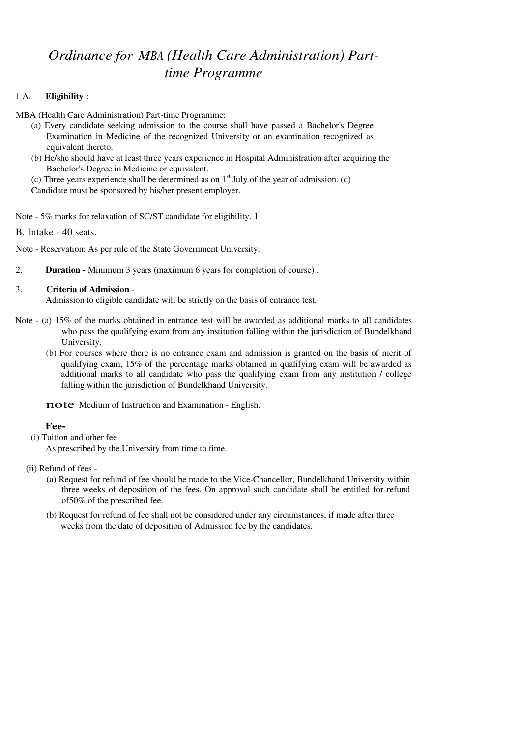# *Ordinance for MBA (Health Care Administration) Part-time Programme*

1 A. **Eligibility :**

MBA (Health Care Administration) Part-time Programme:

(a) Every candidate seeking admission to the course shall have passed a Bachelor's Degree Examination in Medicine of the recognized University or an examination recognized as equivalent thereto.

(b) He/she should have at least three years experience in Hospital Administration after acquiring the Bachelor's Degree in Medicine or equivalent.

(c) Three years experience shall be determined as on 1st July of the year of admission. (d) Candidate must be sponsored by his/her present employer.

Note - 5% marks for relaxation of SC/ST candidate for eligibility. 1

B. Intake - 40 seats.

Note - Reservation: As per rule of the State Government University.

2. **Duration -** Minimum 3 years (maximum 6 years for completion of course) .

3. **Criteria of Admission** -
Admission to eligible candidate will be strictly on the basis of entrance test.

Note - (a) 15% of the marks obtained in entrance test will be awarded as additional marks to all candidates who pass the qualifying exam from any institution falling within the jurisdiction of Bundelkhand University.

(b) For courses where there is no entrance exam and admission is granted on the basis of merit of qualifying exam, 15% of the percentage marks obtained in qualifying exam will be awarded as additional marks to all candidate who pass the qualifying exam from any institution / college falling within the jurisdiction of Bundelkhand University.

note Medium of Instruction and Examination - English.

**Fee-**

(i) Tuition and other fee
As prescribed by the University from time to time.

(ii) Refund of fees -

(a) Request for refund of fee should be made to the Vice-Chancellor, Bundelkhand University within three weeks of deposition of the fees. On approval such candidate shall be entitled for refund of50% of the prescribed fee.

(b) Request for refund of fee shall not be considered under any circumstances, if made after three weeks from the date of deposition of Admission fee by the candidates.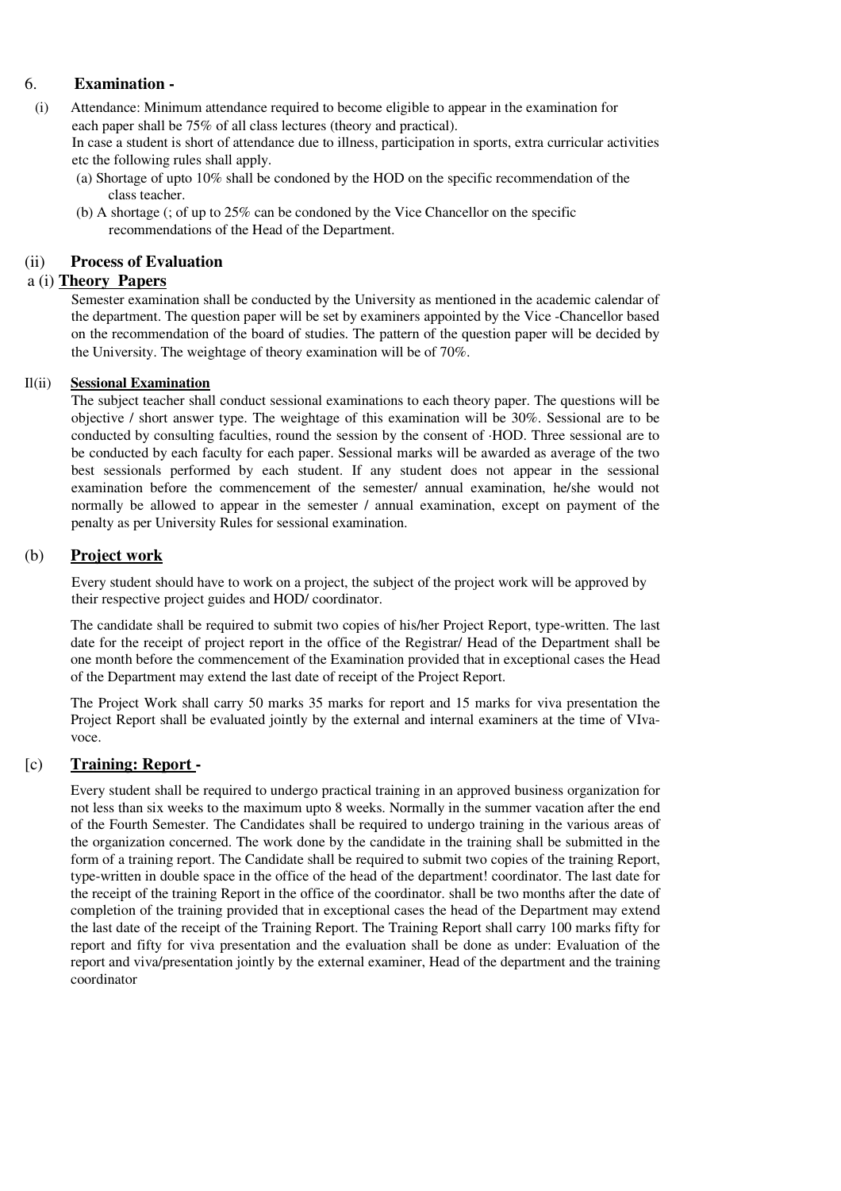## 6. Examination -

(i) Attendance: Minimum attendance required to become eligible to appear in the examination for each paper shall be 75% of all class lectures (theory and practical).

In case a student is short of attendance due to illness, participation in sports, extra curricular activities etc the following rules shall apply.

(a) Shortage of upto 10% shall be condoned by the HOD on the specific recommendation of the class teacher.

(b) A shortage (; of up to 25% can be condoned by the Vice Chancellor on the specific recommendations of the Head of the Department.

### (ii) Process of Evaluation

#### a (i) **Theory Papers**

Semester examination shall be conducted by the University as mentioned in the academic calendar of the department. The question paper will be set by examiners appointed by the Vice -Chancellor based on the recommendation of the board of studies. The pattern of the question paper will be decided by the University. The weightage of theory examination will be of 70%.

#### Il(ii) **Sessional Examination**

The subject teacher shall conduct sessional examinations to each theory paper. The questions will be objective / short answer type. The weightage of this examination will be 30%. Sessional are to be conducted by consulting faculties, round the session by the consent of ·HOD. Three sessional are to be conducted by each faculty for each paper. Sessional marks will be awarded as average of the two best sessionals performed by each student. If any student does not appear in the sessional examination before the commencement of the semester/ annual examination, he/she would not normally be allowed to appear in the semester / annual examination, except on payment of the penalty as per University Rules for sessional examination.

### (b) **Project work**

Every student should have to work on a project, the subject of the project work will be approved by their respective project guides and HOD/ coordinator.

The candidate shall be required to submit two copies of his/her Project Report, type-written. The last date for the receipt of project report in the office of the Registrar/ Head of the Department shall be one month before the commencement of the Examination provided that in exceptional cases the Head of the Department may extend the last date of receipt of the Project Report.

The Project Work shall carry 50 marks 35 marks for report and 15 marks for viva presentation the Project Report shall be evaluated jointly by the external and internal examiners at the time of VIva-voce.

### [c) **Training: Report -**

Every student shall be required to undergo practical training in an approved business organization for not less than six weeks to the maximum upto 8 weeks. Normally in the summer vacation after the end of the Fourth Semester. The Candidates shall be required to undergo training in the various areas of the organization concerned. The work done by the candidate in the training shall be submitted in the form of a training report. The Candidate shall be required to submit two copies of the training Report, type-written in double space in the office of the head of the department! coordinator. The last date for the receipt of the training Report in the office of the coordinator. shall be two months after the date of completion of the training provided that in exceptional cases the head of the Department may extend the last date of the receipt of the Training Report. The Training Report shall carry 100 marks fifty for report and fifty for viva presentation and the evaluation shall be done as under: Evaluation of the report and viva/presentation jointly by the external examiner, Head of the department and the training coordinator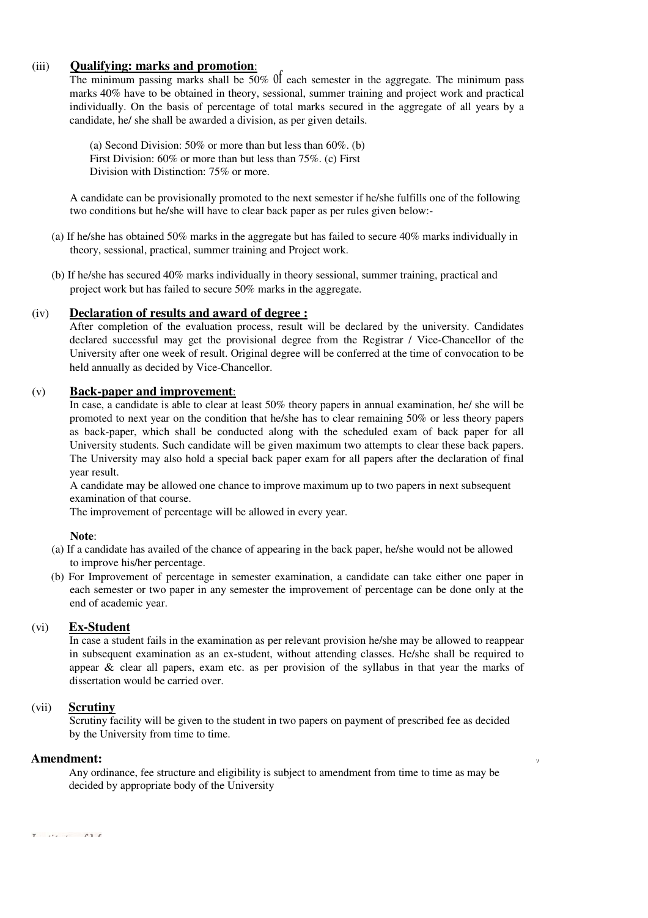(iii) **Qualifying: marks and promotion**:

The minimum passing marks shall be 50% of each semester in the aggregate. The minimum pass marks 40% have to be obtained in theory, sessional, summer training and project work and practical individually. On the basis of percentage of total marks secured in the aggregate of all years by a candidate, he/ she shall be awarded a division, as per given details.

(a) Second Division: 50% or more than but less than 60%. (b) First Division: 60% or more than but less than 75%. (c) First Division with Distinction: 75% or more.

A candidate can be provisionally promoted to the next semester if he/she fulfills one of the following two conditions but he/she will have to clear back paper as per rules given below:-

(a) If he/she has obtained 50% marks in the aggregate but has failed to secure 40% marks individually in theory, sessional, practical, summer training and Project work.

(b) If he/she has secured 40% marks individually in theory sessional, summer training, practical and project work but has failed to secure 50% marks in the aggregate.

(iv) **Declaration of results and award of degree :**

After completion of the evaluation process, result will be declared by the university. Candidates declared successful may get the provisional degree from the Registrar / Vice-Chancellor of the University after one week of result. Original degree will be conferred at the time of convocation to be held annually as decided by Vice-Chancellor.

(v) **Back-paper and improvement**:

In case, a candidate is able to clear at least 50% theory papers in annual examination, he/ she will be promoted to next year on the condition that he/she has to clear remaining 50% or less theory papers as back-paper, which shall be conducted along with the scheduled exam of back paper for all University students. Such candidate will be given maximum two attempts to clear these back papers. The University may also hold a special back paper exam for all papers after the declaration of final year result.

A candidate may be allowed one chance to improve maximum up to two papers in next subsequent examination of that course.

The improvement of percentage will be allowed in every year.

**Note**:

(a) If a candidate has availed of the chance of appearing in the back paper, he/she would not be allowed to improve his/her percentage.

(b) For Improvement of percentage in semester examination, a candidate can take either one paper in each semester or two paper in any semester the improvement of percentage can be done only at the end of academic year.

(vi) **Ex-Student**

In case a student fails in the examination as per relevant provision he/she may be allowed to reappear in subsequent examination as an ex-student, without attending classes. He/She shall be required to appear & clear all papers, exam etc. as per provision of the syllabus in that year the marks of dissertation would be carried over.

(vii) **Scrutiny**

Scrutiny facility will be given to the student in two papers on payment of prescribed fee as decided by the University from time to time.

**Amendment:**

Any ordinance, fee structure and eligibility is subject to amendment from time to time as may be decided by appropriate body of the University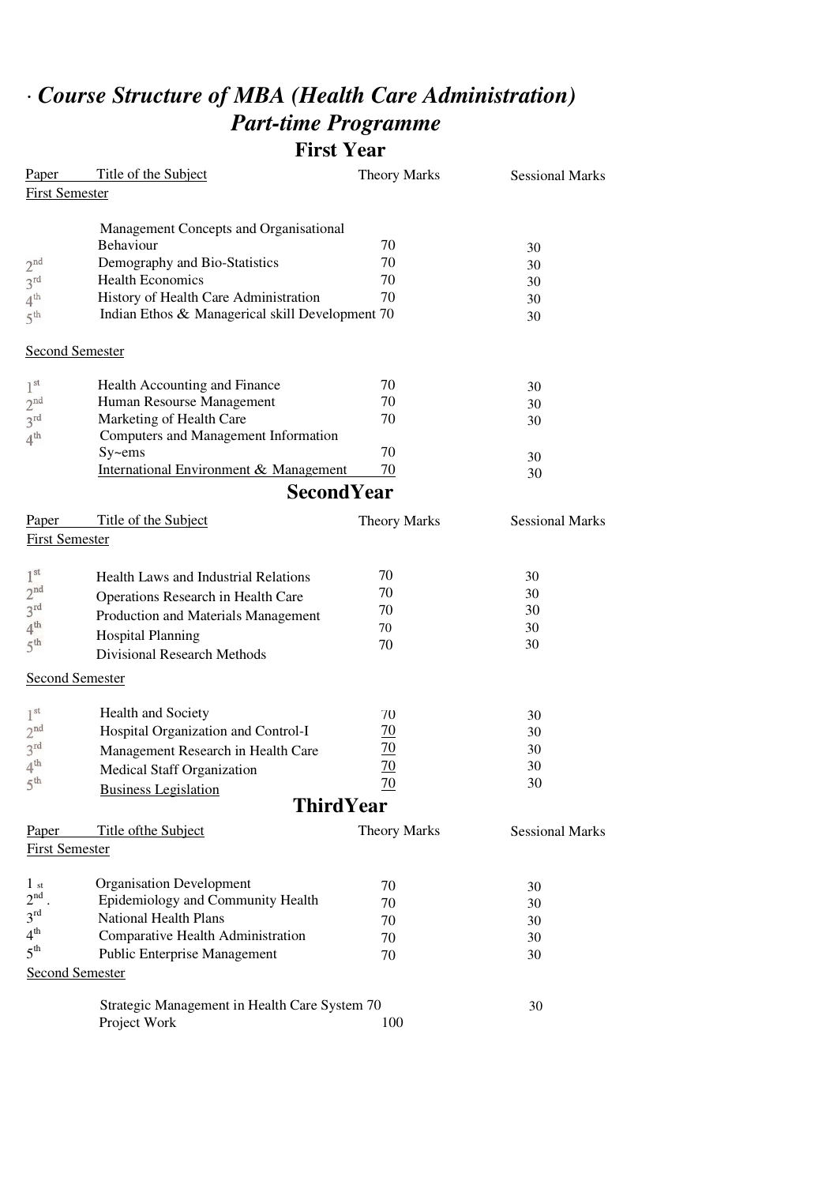# · *Course Structure of MBA (Health Care Administration)*
## *Part-time Programme*

### First Year

| Paper | Title of the Subject | Theory Marks | Sessional Marks |
|---|---|---|---|
| First Semester | | | |
| | Management Concepts and Organisational Behaviour | 70 | 30 |
| 2nd | Demography and Bio-Statistics | 70 | 30 |
| 3rd | Health Economics | 70 | 30 |
| 4th | History of Health Care Administration | 70 | 30 |
| 5th | Indian Ethos & Managerical skill Development | 70 | 30 |
| Second Semester | | | |
| 1st | Health Accounting and Finance | 70 | 30 |
| 2nd | Human Resourse Management | 70 | 30 |
| 3rd | Marketing of Health Care | 70 | 30 |
| 4th | Computers and Management Information Sy~ems | 70 | 30 |
| | International Environment & Management | 70 | 30 |

### SecondYear

| Paper | Title of the Subject | Theory Marks | Sessional Marks |
|---|---|---|---|
| First Semester | | | |
| 1st | Health Laws and Industrial Relations | 70 | 30 |
| 2nd | Operations Research in Health Care | 70 | 30 |
| 3rd | Production and Materials Management | 70 | 30 |
| 4th | Hospital Planning | 70 | 30 |
| 5th | Divisional Research Methods | 70 | 30 |
| Second Semester | | | |
| 1st | Health and Society | 70 | 30 |
| 2nd | Hospital Organization and Control-I | 70 | 30 |
| 3rd | Management Research in Health Care | 70 | 30 |
| 4th | Medical Staff Organization | 70 | 30 |
| 5th | Business Legislation | 70 | 30 |

### ThirdYear

| Paper | Title ofthe Subject | Theory Marks | Sessional Marks |
|---|---|---|---|
| First Semester | | | |
| 1 st | Organisation Development | 70 | 30 |
| 2nd . | Epidemiology and Community Health | 70 | 30 |
| 3rd | National Health Plans | 70 | 30 |
| 4th | Comparative Health Administration | 70 | 30 |
| 5th | Public Enterprise Management | 70 | 30 |
| Second Semester | | | |
| | Strategic Management in Health Care System | 70 | 30 |
| | Project Work | 100 | |